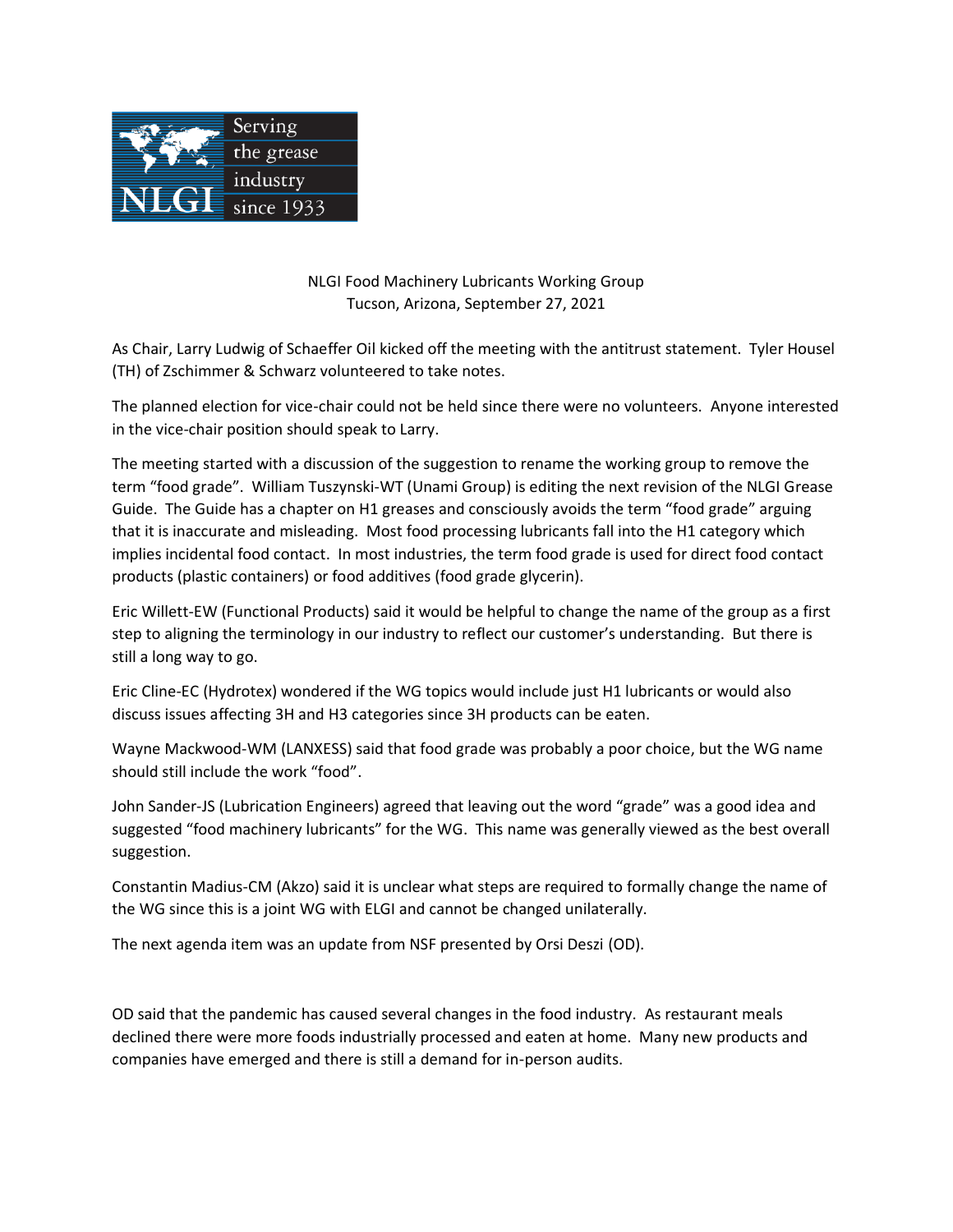NLGI Food Machinery Lubricants Working Group
Tucson, Arizona, September 27, 2021

As Chair, Larry Ludwig of Schaeffer Oil kicked off the meeting with the antitrust statement. Tyler Housel (TH) of Zschimmer & Schwarz volunteered to take notes.

The planned election for vice-chair could not be held since there were no volunteers. Anyone interested in the vice-chair position should speak to Larry.

The meeting started with a discussion of the suggestion to rename the working group to remove the term "food grade". William Tuszynski-WT (Unami Group) is editing the next revision of the NLGI Grease Guide. The Guide has a chapter on H1 greases and consciously avoids the term "food grade" arguing that it is inaccurate and misleading. Most food processing lubricants fall into the H1 category which implies incidental food contact. In most industries, the term food grade is used for direct food contact products (plastic containers) or food additives (food grade glycerin).

Eric Willett-EW (Functional Products) said it would be helpful to change the name of the group as a first step to aligning the terminology in our industry to reflect our customer's understanding. But there is still a long way to go.

Eric Cline-EC (Hydrotex) wondered if the WG topics would include just H1 lubricants or would also discuss issues affecting 3H and H3 categories since 3H products can be eaten.

Wayne Mackwood-WM (LANXESS) said that food grade was probably a poor choice, but the WG name should still include the work "food".

John Sander-JS (Lubrication Engineers) agreed that leaving out the word "grade" was a good idea and suggested "food machinery lubricants" for the WG. This name was generally viewed as the best overall suggestion.

Constantin Madius-CM (Akzo) said it is unclear what steps are required to formally change the name of the WG since this is a joint WG with ELGI and cannot be changed unilaterally.

The next agenda item was an update from NSF presented by Orsi Deszi (OD).

OD said that the pandemic has caused several changes in the food industry. As restaurant meals declined there were more foods industrially processed and eaten at home. Many new products and companies have emerged and there is still a demand for in-person audits.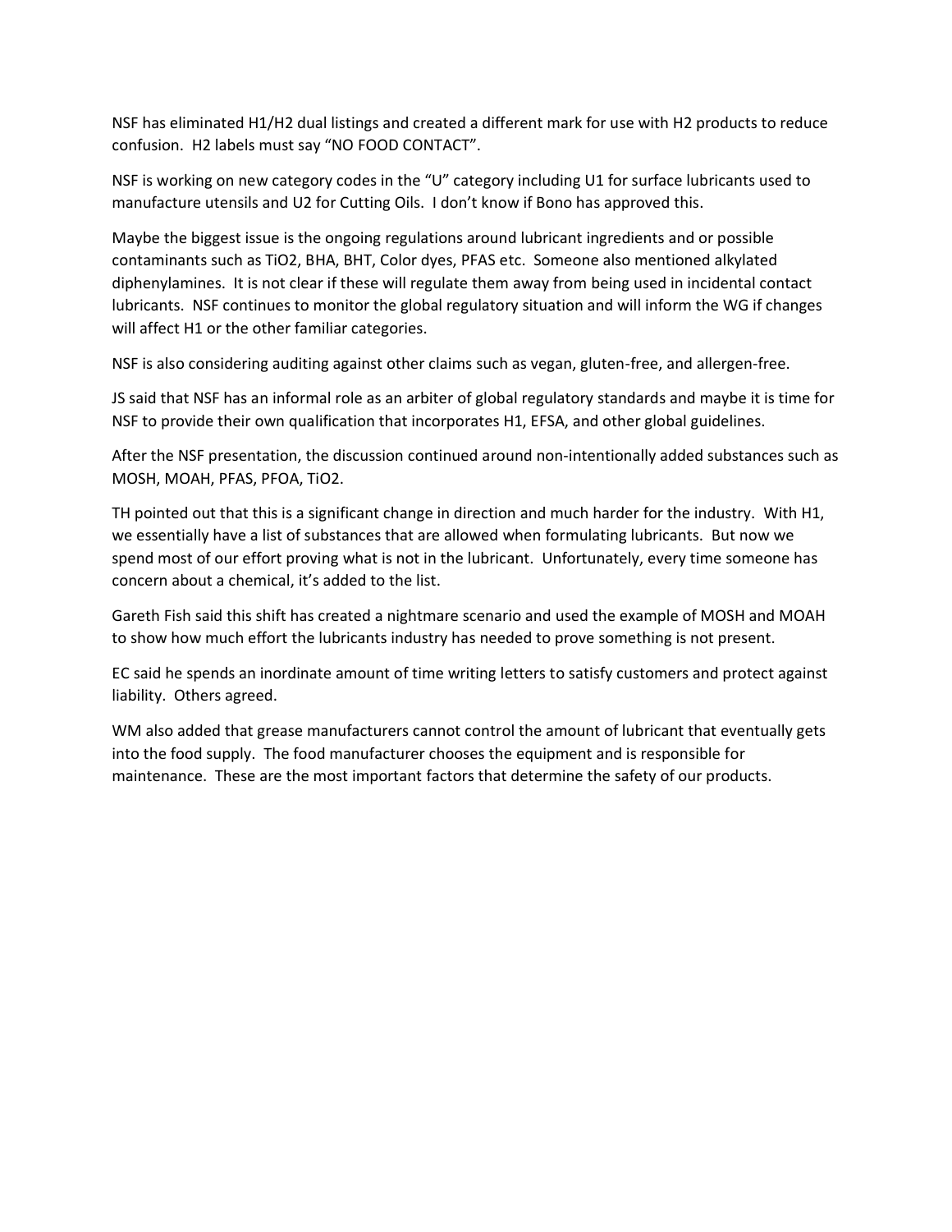NSF has eliminated H1/H2 dual listings and created a different mark for use with H2 products to reduce confusion. H2 labels must say "NO FOOD CONTACT".

NSF is working on new category codes in the "U" category including U1 for surface lubricants used to manufacture utensils and U2 for Cutting Oils. I don't know if Bono has approved this.

Maybe the biggest issue is the ongoing regulations around lubricant ingredients and or possible contaminants such as $TiO_2$, BHA, BHT, Color dyes, PFAS etc. Someone also mentioned alkylated diphenylamines. It is not clear if these will regulate them away from being used in incidental contact lubricants. NSF continues to monitor the global regulatory situation and will inform the WG if changes will affect H1 or the other familiar categories.

NSF is also considering auditing against other claims such as vegan, gluten-free, and allergen-free.

JS said that NSF has an informal role as an arbiter of global regulatory standards and maybe it is time for NSF to provide their own qualification that incorporates H1, EFSA, and other global guidelines.

After the NSF presentation, the discussion continued around non-intentionally added substances such as MOSH, MOAH, PFAS, PFOA, $TiO_2$.

TH pointed out that this is a significant change in direction and much harder for the industry. With H1, we essentially have a list of substances that are allowed when formulating lubricants. But now we spend most of our effort proving what is not in the lubricant. Unfortunately, every time someone has concern about a chemical, it's added to the list.

Gareth Fish said this shift has created a nightmare scenario and used the example of MOSH and MOAH to show how much effort the lubricants industry has needed to prove something is not present.

EC said he spends an inordinate amount of time writing letters to satisfy customers and protect against liability. Others agreed.

WM also added that grease manufacturers cannot control the amount of lubricant that eventually gets into the food supply. The food manufacturer chooses the equipment and is responsible for maintenance. These are the most important factors that determine the safety of our products.